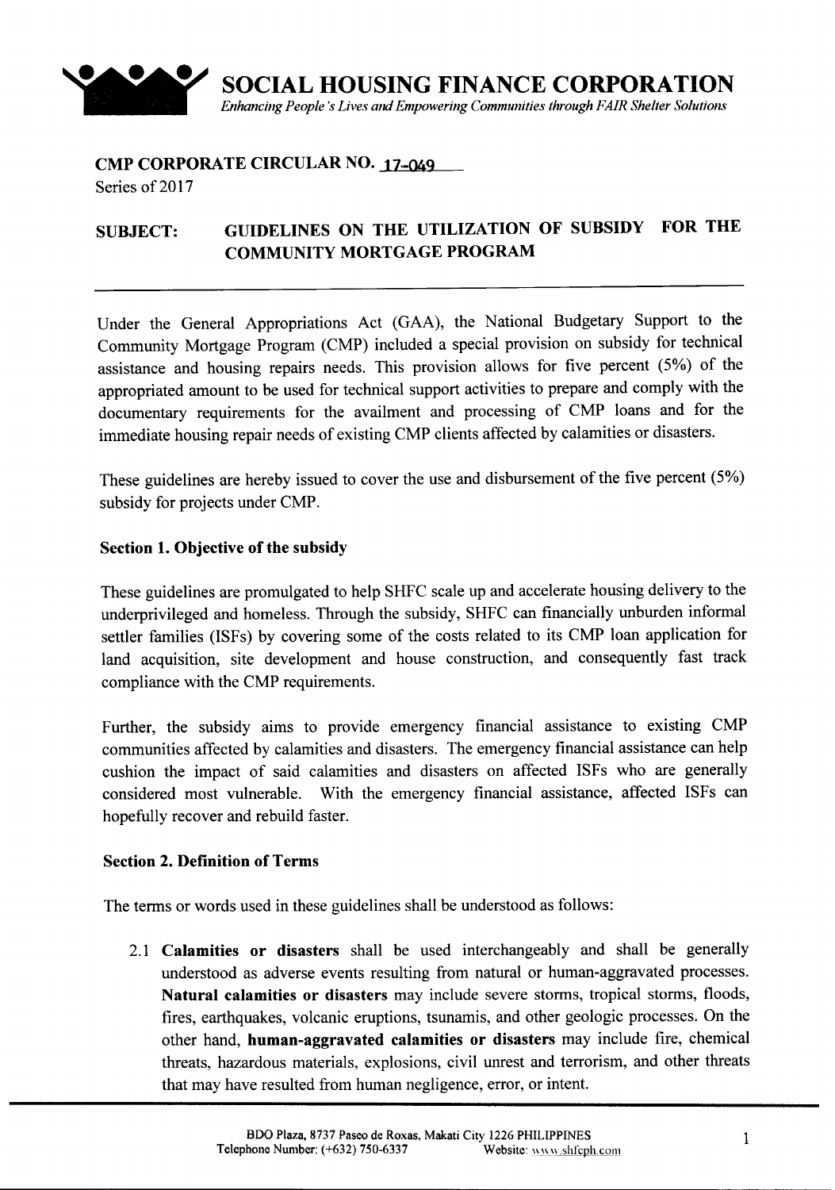# SOCIAL HOUSING FINANCE CORPORATION

*Enhancing People's Lives and Empowering Communities through FAIR Shelter Solutions*

**CMP CORPORATE CIRCULAR NO. 17-049**
Series of 2017

**SUBJECT: GUIDELINES ON THE UTILIZATION OF SUBSIDY FOR THE COMMUNITY MORTGAGE PROGRAM**

---

Under the General Appropriations Act (GAA), the National Budgetary Support to the Community Mortgage Program (CMP) included a special provision on subsidy for technical assistance and housing repairs needs. This provision allows for five percent (5%) of the appropriated amount to be used for technical support activities to prepare and comply with the documentary requirements for the availment and processing of CMP loans and for the immediate housing repair needs of existing CMP clients affected by calamities or disasters.

These guidelines are hereby issued to cover the use and disbursement of the five percent (5%) subsidy for projects under CMP.

### Section 1. Objective of the subsidy

These guidelines are promulgated to help SHFC scale up and accelerate housing delivery to the underprivileged and homeless. Through the subsidy, SHFC can financially unburden informal settler families (ISFs) by covering some of the costs related to its CMP loan application for land acquisition, site development and house construction, and consequently fast track compliance with the CMP requirements.

Further, the subsidy aims to provide emergency financial assistance to existing CMP communities affected by calamities and disasters. The emergency financial assistance can help cushion the impact of said calamities and disasters on affected ISFs who are generally considered most vulnerable. With the emergency financial assistance, affected ISFs can hopefully recover and rebuild faster.

### Section 2. Definition of Terms

The terms or words used in these guidelines shall be understood as follows:

2.1 **Calamities or disasters** shall be used interchangeably and shall be generally understood as adverse events resulting from natural or human-aggravated processes. **Natural calamities or disasters** may include severe storms, tropical storms, floods, fires, earthquakes, volcanic eruptions, tsunamis, and other geologic processes. On the other hand, **human-aggravated calamities or disasters** may include fire, chemical threats, hazardous materials, explosions, civil unrest and terrorism, and other threats that may have resulted from human negligence, error, or intent.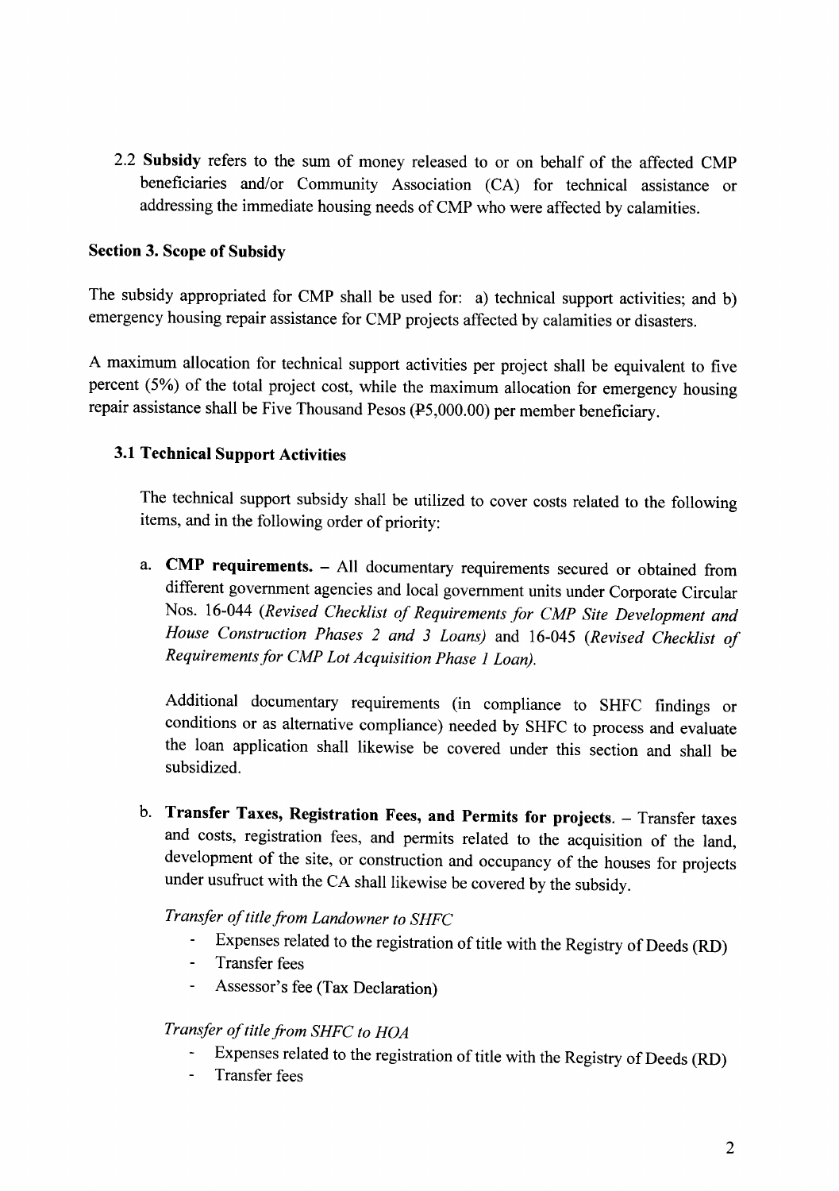2.2 **Subsidy** refers to the sum of money released to or on behalf of the affected CMP beneficiaries and/or Community Association (CA) for technical assistance or addressing the immediate housing needs of CMP who were affected by calamities.

## Section 3. Scope of Subsidy

The subsidy appropriated for CMP shall be used for: a) technical support activities; and b) emergency housing repair assistance for CMP projects affected by calamities or disasters.

A maximum allocation for technical support activities per project shall be equivalent to five percent (5%) of the total project cost, while the maximum allocation for emergency housing repair assistance shall be Five Thousand Pesos (₱5,000.00) per member beneficiary.

### 3.1 Technical Support Activities

The technical support subsidy shall be utilized to cover costs related to the following items, and in the following order of priority:

a. **CMP requirements.** – All documentary requirements secured or obtained from different government agencies and local government units under Corporate Circular Nos. 16-044 (*Revised Checklist of Requirements for CMP Site Development and House Construction Phases 2 and 3 Loans*) and 16-045 (*Revised Checklist of Requirements for CMP Lot Acquisition Phase 1 Loan).*

   Additional documentary requirements (in compliance to SHFC findings or conditions or as alternative compliance) needed by SHFC to process and evaluate the loan application shall likewise be covered under this section and shall be subsidized.

b. **Transfer Taxes, Registration Fees, and Permits for projects.** – Transfer taxes and costs, registration fees, and permits related to the acquisition of the land, development of the site, or construction and occupancy of the houses for projects under usufruct with the CA shall likewise be covered by the subsidy.

   *Transfer of title from Landowner to SHFC*

   - Expenses related to the registration of title with the Registry of Deeds (RD)
   - Transfer fees
   - Assessor's fee (Tax Declaration)

   *Transfer of title from SHFC to HOA*

   - Expenses related to the registration of title with the Registry of Deeds (RD)
   - Transfer fees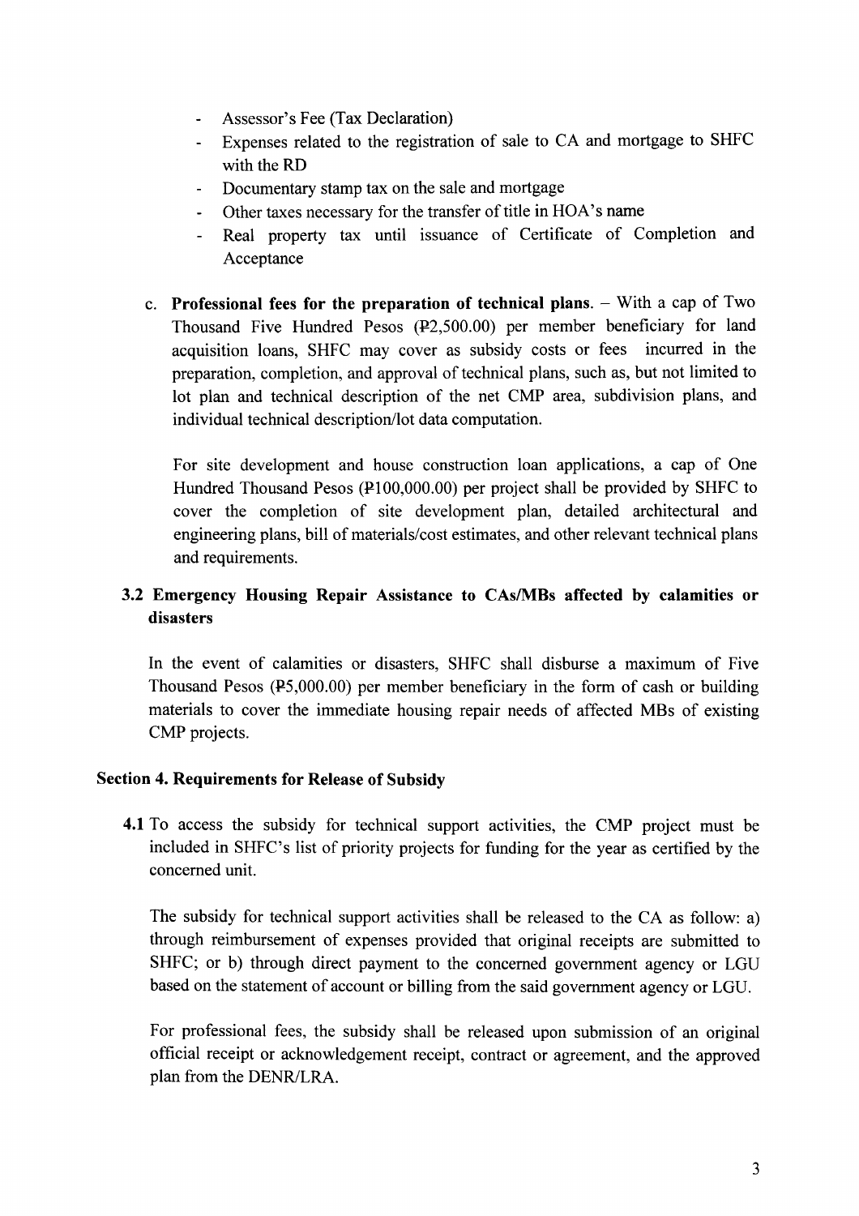- Assessor's Fee (Tax Declaration)
- Expenses related to the registration of sale to CA and mortgage to SHFC with the RD
- Documentary stamp tax on the sale and mortgage
- Other taxes necessary for the transfer of title in HOA's name
- Real property tax until issuance of Certificate of Completion and Acceptance

c. **Professional fees for the preparation of technical plans.** – With a cap of Two Thousand Five Hundred Pesos (₱2,500.00) per member beneficiary for land acquisition loans, SHFC may cover as subsidy costs or fees incurred in the preparation, completion, and approval of technical plans, such as, but not limited to lot plan and technical description of the net CMP area, subdivision plans, and individual technical description/lot data computation.

For site development and house construction loan applications, a cap of One Hundred Thousand Pesos (₱100,000.00) per project shall be provided by SHFC to cover the completion of site development plan, detailed architectural and engineering plans, bill of materials/cost estimates, and other relevant technical plans and requirements.

### 3.2 Emergency Housing Repair Assistance to CAs/MBs affected by calamities or disasters

In the event of calamities or disasters, SHFC shall disburse a maximum of Five Thousand Pesos (₱5,000.00) per member beneficiary in the form of cash or building materials to cover the immediate housing repair needs of affected MBs of existing CMP projects.

## Section 4. Requirements for Release of Subsidy

**4.1** To access the subsidy for technical support activities, the CMP project must be included in SHFC's list of priority projects for funding for the year as certified by the concerned unit.

The subsidy for technical support activities shall be released to the CA as follow: a) through reimbursement of expenses provided that original receipts are submitted to SHFC; or b) through direct payment to the concerned government agency or LGU based on the statement of account or billing from the said government agency or LGU.

For professional fees, the subsidy shall be released upon submission of an original official receipt or acknowledgement receipt, contract or agreement, and the approved plan from the DENR/LRA.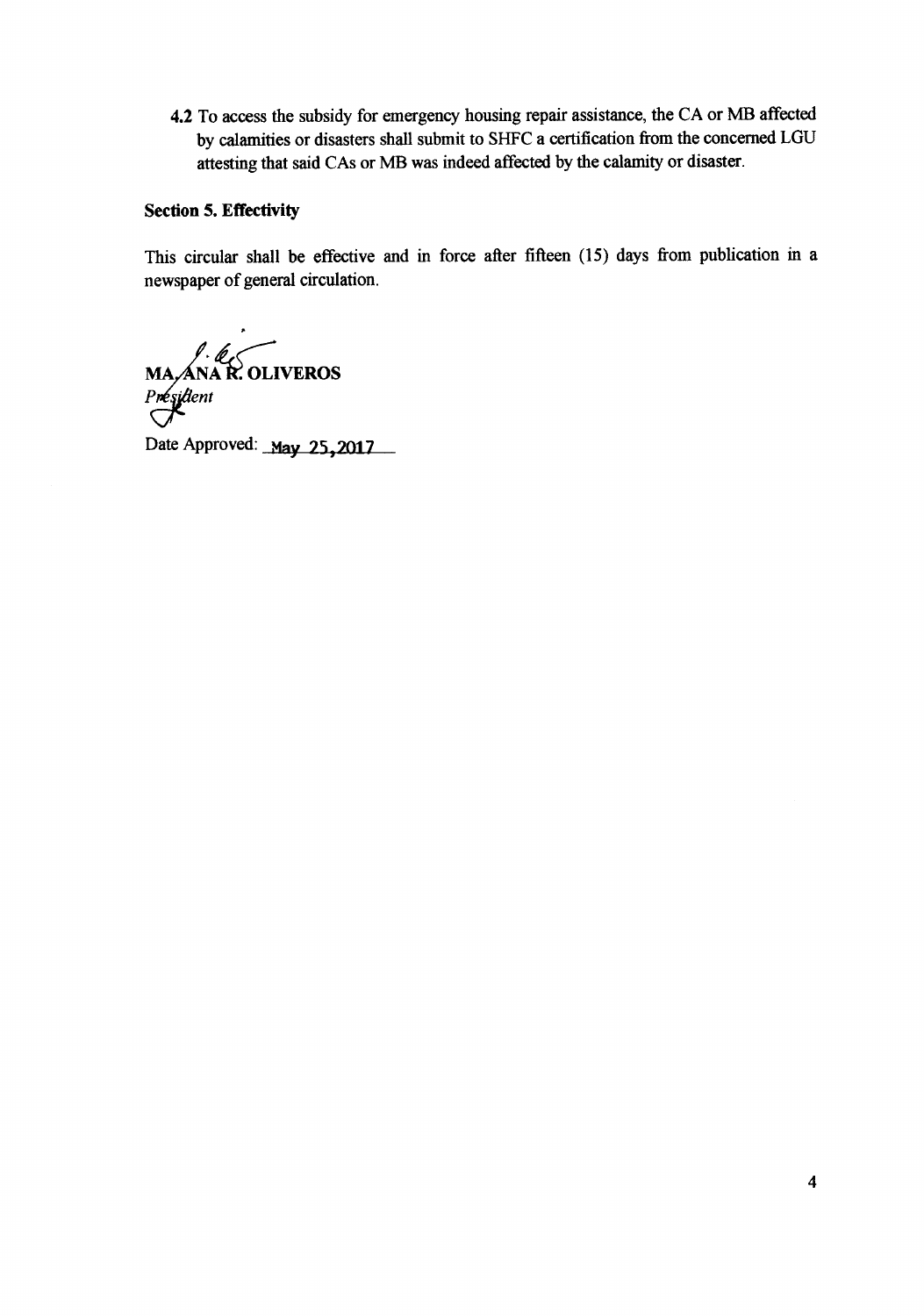**4.2** To access the subsidy for emergency housing repair assistance, the CA or MB affected by calamities or disasters shall submit to SHFC a certification from the concerned LGU attesting that said CAs or MB was indeed affected by the calamity or disaster.

**Section 5. Effectivity**

This circular shall be effective and in force after fifteen (15) days from publication in a newspaper of general circulation.

**MA. ANA R. OLIVEROS**
*President*

Date Approved: May 25, 2017